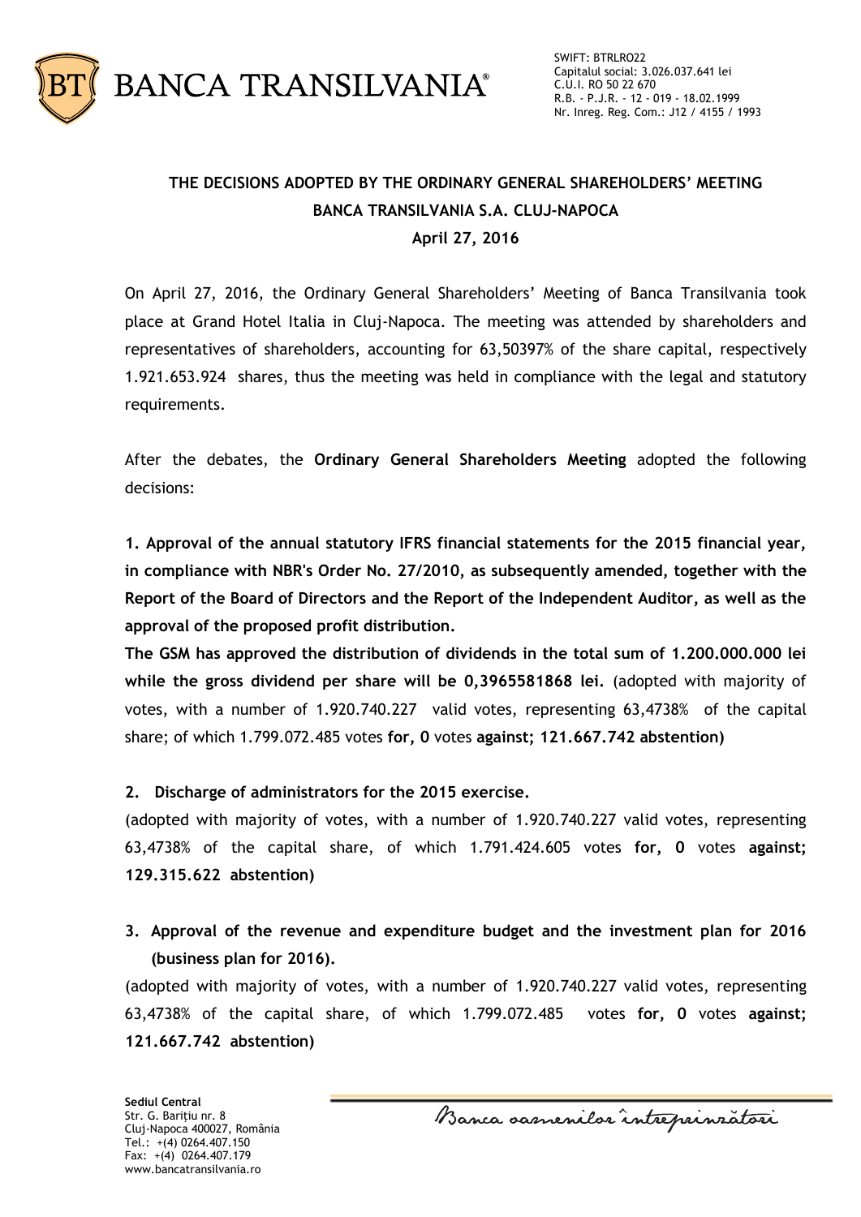# THE DECISIONS ADOPTED BY THE ORDINARY GENERAL SHAREHOLDERS' MEETING BANCA TRANSILVANIA S.A. CLUJ-NAPOCA

**April 27, 2016**

On April 27, 2016, the Ordinary General Shareholders' Meeting of Banca Transilvania took place at Grand Hotel Italia in Cluj-Napoca. The meeting was attended by shareholders and representatives of shareholders, accounting for 63,50397% of the share capital, respectively 1.921.653.924 shares, thus the meeting was held in compliance with the legal and statutory requirements.

After the debates, the **Ordinary General Shareholders Meeting** adopted the following decisions:

**1. Approval of the annual statutory IFRS financial statements for the 2015 financial year, in compliance with NBR's Order No. 27/2010, as subsequently amended, together with the Report of the Board of Directors and the Report of the Independent Auditor, as well as the approval of the proposed profit distribution.**

**The GSM has approved the distribution of dividends in the total sum of 1.200.000.000 lei while the gross dividend per share will be 0,3965581868 lei.** (adopted with majority of votes, with a number of 1.920.740.227 valid votes, representing 63,4738% of the capital share; of which 1.799.072.485 votes **for, 0** votes **against; 121.667.742 abstention)**

**2. Discharge of administrators for the 2015 exercise.**

(adopted with majority of votes, with a number of 1.920.740.227 valid votes, representing 63,4738% of the capital share, of which 1.791.424.605 votes **for, 0** votes **against; 129.315.622 abstention)**

**3. Approval of the revenue and expenditure budget and the investment plan for 2016 (business plan for 2016).**

(adopted with majority of votes, with a number of 1.920.740.227 valid votes, representing 63,4738% of the capital share, of which 1.799.072.485 votes **for, 0** votes **against; 121.667.742 abstention)**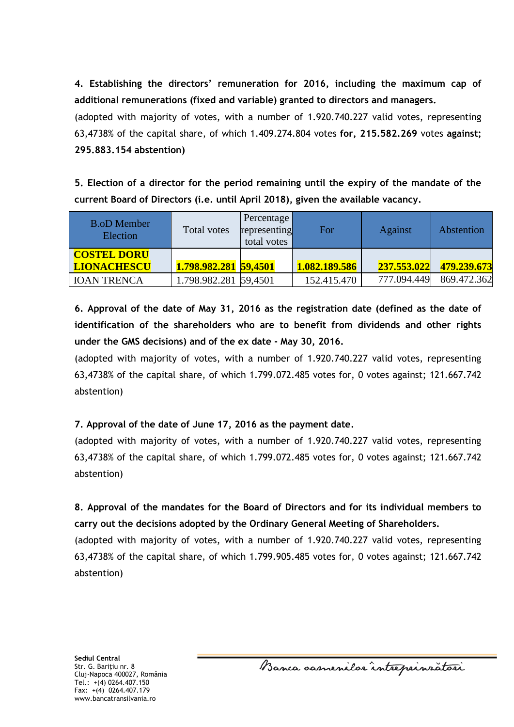**4. Establishing the directors' remuneration for 2016, including the maximum cap of additional remunerations (fixed and variable) granted to directors and managers.**

(adopted with majority of votes, with a number of 1.920.740.227 valid votes, representing 63,4738% of the capital share, of which 1.409.274.804 votes **for, 215.582.269** votes **against; 295.883.154 abstention)**

**5. Election of a director for the period remaining until the expiry of the mandate of the current Board of Directors (i.e. until April 2018), given the available vacancy.**

| B.oD Member Election | Total votes | Percentage representing total votes | For | Against | Abstention |
|---|---|---|---|---|---|
| **COSTEL DORU LIONACHESCU** | **1.798.982.281** | **59,4501** | **1.082.189.586** | **237.553.022** | **479.239.673** |
| IOAN TRENCA | 1.798.982.281 | 59,4501 | 152.415.470 | 777.094.449 | 869.472.362 |

**6. Approval of the date of May 31, 2016 as the registration date (defined as the date of identification of the shareholders who are to benefit from dividends and other rights under the GMS decisions) and of the ex date - May 30, 2016.**

(adopted with majority of votes, with a number of 1.920.740.227 valid votes, representing 63,4738% of the capital share, of which 1.799.072.485 votes for, 0 votes against; 121.667.742 abstention)

**7. Approval of the date of June 17, 2016 as the payment date.**

(adopted with majority of votes, with a number of 1.920.740.227 valid votes, representing 63,4738% of the capital share, of which 1.799.072.485 votes for, 0 votes against; 121.667.742 abstention)

**8. Approval of the mandates for the Board of Directors and for its individual members to carry out the decisions adopted by the Ordinary General Meeting of Shareholders.**

(adopted with majority of votes, with a number of 1.920.740.227 valid votes, representing 63,4738% of the capital share, of which 1.799.905.485 votes for, 0 votes against; 121.667.742 abstention)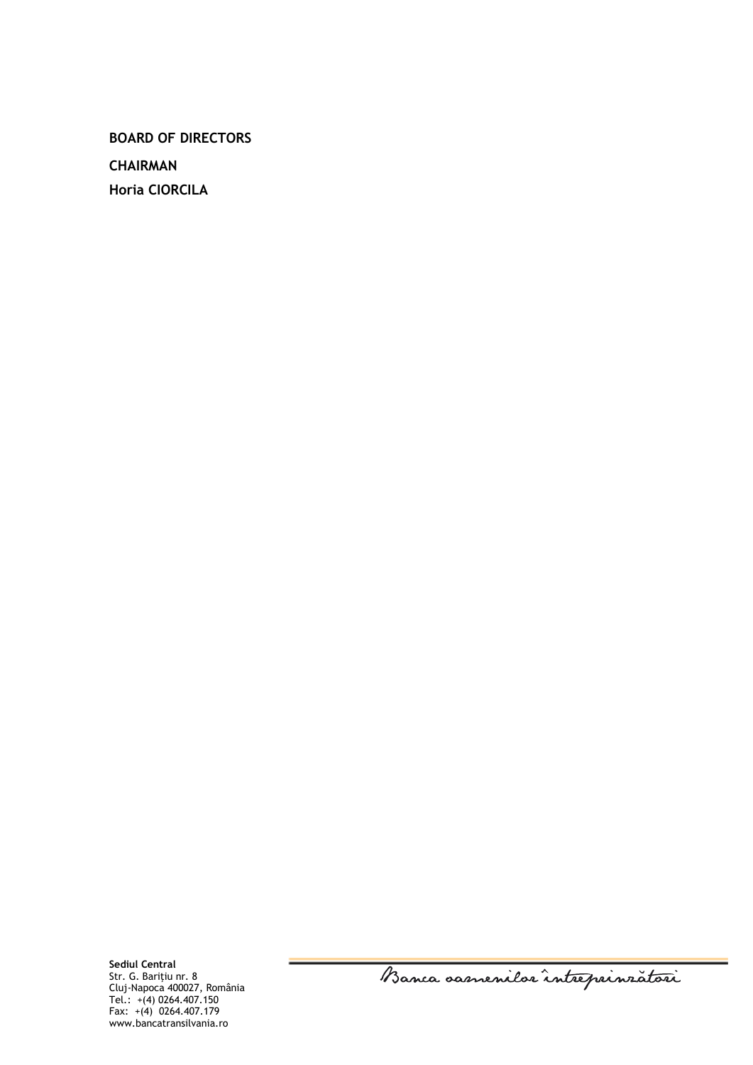**BOARD OF DIRECTORS**

**CHAIRMAN**

**Horia CIORCILA**